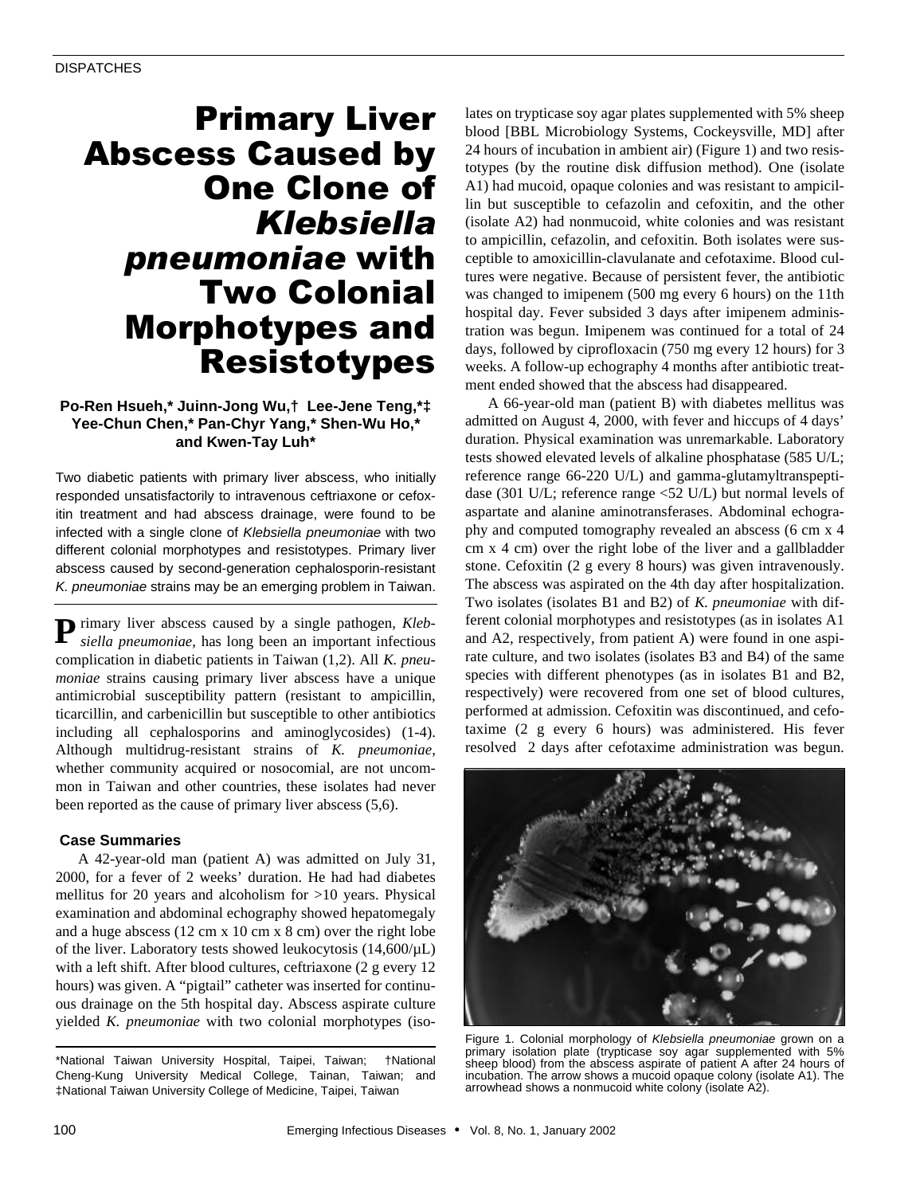DISPATCHES

# Primary Liver Abscess Caused by One Clone of *Klebsiella pneumoniae* with Two Colonial Morphotypes and Resistotypes

**Po-Ren Hsueh,* Juinn-Jong Wu,† Lee-Jene Teng,*‡ Yee-Chun Chen,* Pan-Chyr Yang,* Shen-Wu Ho,* and Kwen-Tay Luh***

Two diabetic patients with primary liver abscess, who initially responded unsatisfactorily to intravenous ceftriaxone or cefoxitin treatment and had abscess drainage, were found to be infected with a single clone of *Klebsiella pneumoniae* with two different colonial morphotypes and resistotypes. Primary liver abscess caused by second-generation cephalosporin-resistant *K. pneumoniae* strains may be an emerging problem in Taiwan.

Primary liver abscess caused by a single pathogen, *Klebsiella pneumoniae*, has long been an important infectious complication in diabetic patients in Taiwan (1,2). All *K. pneumoniae* strains causing primary liver abscess have a unique antimicrobial susceptibility pattern (resistant to ampicillin, ticarcillin, and carbenicillin but susceptible to other antibiotics including all cephalosporins and aminoglycosides) (1-4). Although multidrug-resistant strains of *K. pneumoniae*, whether community acquired or nosocomial, are not uncommon in Taiwan and other countries, these isolates had never been reported as the cause of primary liver abscess (5,6).

## Case Summaries

A 42-year-old man (patient A) was admitted on July 31, 2000, for a fever of 2 weeks' duration. He had had diabetes mellitus for 20 years and alcoholism for >10 years. Physical examination and abdominal echography showed hepatomegaly and a huge abscess (12 cm x 10 cm x 8 cm) over the right lobe of the liver. Laboratory tests showed leukocytosis (14,600/µL) with a left shift. After blood cultures, ceftriaxone (2 g every 12 hours) was given. A "pigtail" catheter was inserted for continuous drainage on the 5th hospital day. Abscess aspirate culture yielded *K. pneumoniae* with two colonial morphotypes (isolates on trypticase soy agar plates supplemented with 5% sheep blood [BBL Microbiology Systems, Cockeysville, MD] after 24 hours of incubation in ambient air) (Figure 1) and two resistotypes (by the routine disk diffusion method). One (isolate A1) had mucoid, opaque colonies and was resistant to ampicillin but susceptible to cefazolin and cefoxitin, and the other (isolate A2) had nonmucoid, white colonies and was resistant to ampicillin, cefazolin, and cefoxitin. Both isolates were susceptible to amoxicillin-clavulanate and cefotaxime. Blood cultures were negative. Because of persistent fever, the antibiotic was changed to imipenem (500 mg every 6 hours) on the 11th hospital day. Fever subsided 3 days after imipenem administration was begun. Imipenem was continued for a total of 24 days, followed by ciprofloxacin (750 mg every 12 hours) for 3 weeks. A follow-up echography 4 months after antibiotic treatment ended showed that the abscess had disappeared.

A 66-year-old man (patient B) with diabetes mellitus was admitted on August 4, 2000, with fever and hiccups of 4 days' duration. Physical examination was unremarkable. Laboratory tests showed elevated levels of alkaline phosphatase (585 U/L; reference range 66-220 U/L) and gamma-glutamyltranspeptidase (301 U/L; reference range <52 U/L) but normal levels of aspartate and alanine aminotransferases. Abdominal echography and computed tomography revealed an abscess (6 cm x 4 cm x 4 cm) over the right lobe of the liver and a gallbladder stone. Cefoxitin (2 g every 8 hours) was given intravenously. The abscess was aspirated on the 4th day after hospitalization. Two isolates (isolates B1 and B2) of *K. pneumoniae* with different colonial morphotypes and resistotypes (as in isolates A1 and A2, respectively, from patient A) were found in one aspirate culture, and two isolates (isolates B3 and B4) of the same species with different phenotypes (as in isolates B1 and B2, respectively) were recovered from one set of blood cultures, performed at admission. Cefoxitin was discontinued, and cefotaxime (2 g every 6 hours) was administered. His fever resolved 2 days after cefotaxime administration was begun.

Figure 1. Colonial morphology of *Klebsiella pneumoniae* grown on a primary isolation plate (trypticase soy agar supplemented with 5% sheep blood) from the abscess aspirate of patient A after 24 hours of incubation. The arrow shows a mucoid opaque colony (isolate A1). The arrowhead shows a nonmucoid white colony (isolate A2).

*National Taiwan University Hospital, Taipei, Taiwan; †National Cheng-Kung University Medical College, Tainan, Taiwan; and ‡National Taiwan University College of Medicine, Taipei, Taiwan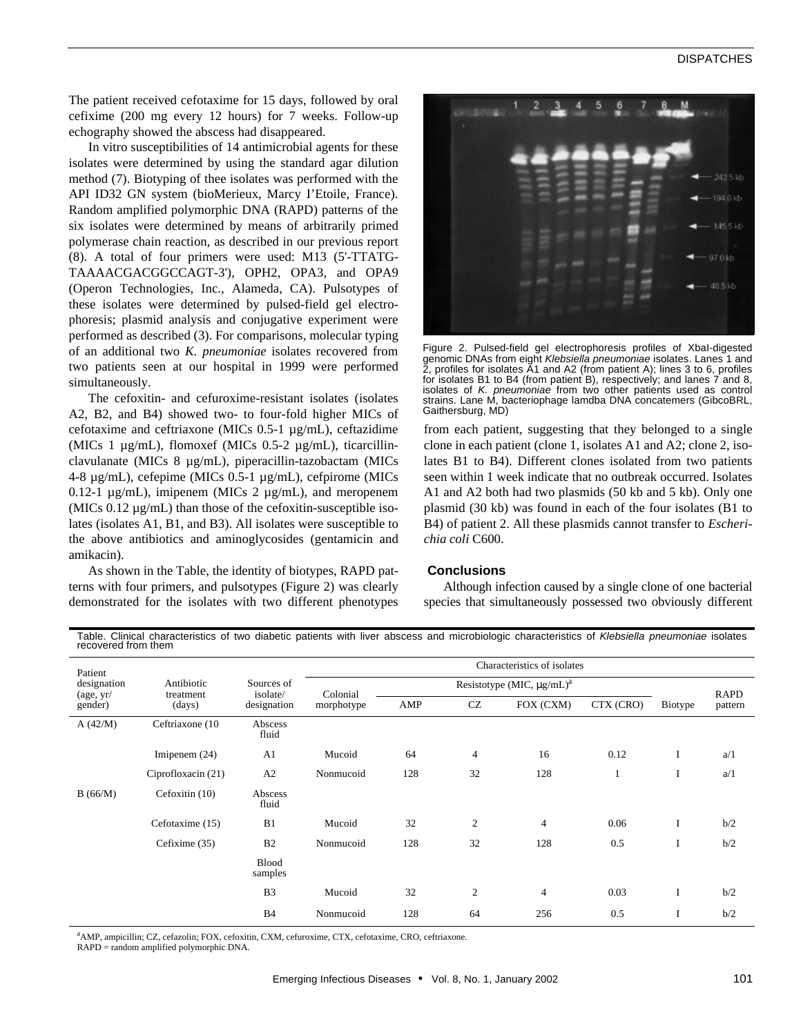The patient received cefotaxime for 15 days, followed by oral cefixime (200 mg every 12 hours) for 7 weeks. Follow-up echography showed the abscess had disappeared.

In vitro susceptibilities of 14 antimicrobial agents for these isolates were determined by using the standard agar dilution method (7). Biotyping of thee isolates was performed with the API ID32 GN system (bioMerieux, Marcy I'Etoile, France). Random amplified polymorphic DNA (RAPD) patterns of the six isolates were determined by means of arbitrarily primed polymerase chain reaction, as described in our previous report (8). A total of four primers were used: M13 (5'-TTATG-TAAAACGACGGCCAGT-3'), OPH2, OPA3, and OPA9 (Operon Technologies, Inc., Alameda, CA). Pulsotypes of these isolates were determined by pulsed-field gel electrophoresis; plasmid analysis and conjugative experiment were performed as described (3). For comparisons, molecular typing of an additional two *K. pneumoniae* isolates recovered from two patients seen at our hospital in 1999 were performed simultaneously.

The cefoxitin- and cefuroxime-resistant isolates (isolates A2, B2, and B4) showed two- to four-fold higher MICs of cefotaxime and ceftriaxone (MICs 0.5-1 µg/mL), ceftazidime (MICs 1 µg/mL), flomoxef (MICs 0.5-2 µg/mL), ticarcillin-clavulanate (MICs 8 µg/mL), piperacillin-tazobactam (MICs 4-8 µg/mL), cefepime (MICs 0.5-1 µg/mL), cefpirome (MICs 0.12-1 µg/mL), imipenem (MICs 2 µg/mL), and meropenem (MICs 0.12 µg/mL) than those of the cefoxitin-susceptible isolates (isolates A1, B1, and B3). All isolates were susceptible to the above antibiotics and aminoglycosides (gentamicin and amikacin).

As shown in the Table, the identity of biotypes, RAPD patterns with four primers, and pulsotypes (Figure 2) was clearly demonstrated for the isolates with two different phenotypes from each patient, suggesting that they belonged to a single clone in each patient (clone 1, isolates A1 and A2; clone 2, isolates B1 to B4). Different clones isolated from two patients seen within 1 week indicate that no outbreak occurred. Isolates A1 and A2 both had two plasmids (50 kb and 5 kb). Only one plasmid (30 kb) was found in each of the four isolates (B1 to B4) of patient 2. All these plasmids cannot transfer to *Escherichia coli* C600.

Figure 2. Pulsed-field gel electrophoresis profiles of XbaI-digested genomic DNAs from eight *Klebsiella pneumoniae* isolates. Lanes 1 and 2, profiles for isolates A1 and A2 (from patient A); lines 3 to 6, profiles for isolates B1 to B4 (from patient B), respectively; and lanes 7 and 8, isolates of *K. pneumoniae* from two other patients used as control strains. Lane M, bacteriophage lamdba DNA concatemers (GibcoBRL, Gaithersburg, MD)

## Conclusions

Although infection caused by a single clone of one bacterial species that simultaneously possessed two obviously different

Table. Clinical characteristics of two diabetic patients with liver abscess and microbiologic characteristics of *Klebsiella pneumoniae* isolates recovered from them

| Patient designation (age, yr/ gender) | Antibiotic treatment (days) | Sources of isolate/ designation | Characteristics of isolates | | | | | | | |
|---|---|---|---|---|---|---|---|---|---|
| | | | Colonial morphotype | Resistotype (MIC, µg/mL)[a] | | | | Biotype | RAPD pattern |
| | | | | AMP | CZ | FOX (CXM) | CTX (CRO) | | |
| A (42/M) | Ceftriaxone (10 | Abscess fluid | | | | | | | |
| | Imipenem (24) | A1 | Mucoid | 64 | 4 | 16 | 0.12 | I | a/1 |
| | Ciprofloxacin (21) | A2 | Nonmucoid | 128 | 32 | 128 | 1 | I | a/1 |
| B (66/M) | Cefoxitin (10) | Abscess fluid | | | | | | | |
| | Cefotaxime (15) | B1 | Mucoid | 32 | 2 | 4 | 0.06 | I | b/2 |
| | Cefixime (35) | B2 | Nonmucoid | 128 | 32 | 128 | 0.5 | I | b/2 |
| | | Blood samples | | | | | | | |
| | | B3 | Mucoid | 32 | 2 | 4 | 0.03 | I | b/2 |
| | | B4 | Nonmucoid | 128 | 64 | 256 | 0.5 | I | b/2 |

[a]AMP, ampicillin; CZ, cefazolin; FOX, cefoxitin, CXM, cefuroxime, CTX, cefotaxime, CRO, ceftriaxone.
RAPD = random amplified polymorphic DNA.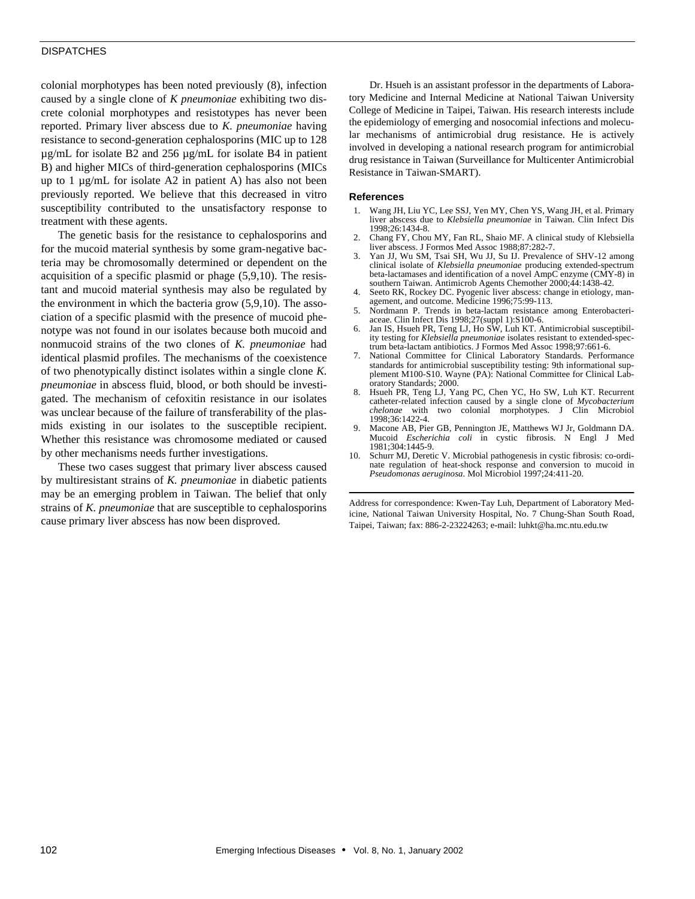colonial morphotypes has been noted previously (8), infection caused by a single clone of *K pneumoniae* exhibiting two discrete colonial morphotypes and resistotypes has never been reported. Primary liver abscess due to *K. pneumoniae* having resistance to second-generation cephalosporins (MIC up to 128 µg/mL for isolate B2 and 256 µg/mL for isolate B4 in patient B) and higher MICs of third-generation cephalosporins (MICs up to 1 µg/mL for isolate A2 in patient A) has also not been previously reported. We believe that this decreased in vitro susceptibility contributed to the unsatisfactory response to treatment with these agents.

The genetic basis for the resistance to cephalosporins and for the mucoid material synthesis by some gram-negative bacteria may be chromosomally determined or dependent on the acquisition of a specific plasmid or phage (5,9,10). The resistant and mucoid material synthesis may also be regulated by the environment in which the bacteria grow (5,9,10). The association of a specific plasmid with the presence of mucoid phenotype was not found in our isolates because both mucoid and nonmucoid strains of the two clones of *K. pneumoniae* had identical plasmid profiles. The mechanisms of the coexistence of two phenotypically distinct isolates within a single clone *K. pneumoniae* in abscess fluid, blood, or both should be investigated. The mechanism of cefoxitin resistance in our isolates was unclear because of the failure of transferability of the plasmids existing in our isolates to the susceptible recipient. Whether this resistance was chromosome mediated or caused by other mechanisms needs further investigations.

These two cases suggest that primary liver abscess caused by multiresistant strains of *K. pneumoniae* in diabetic patients may be an emerging problem in Taiwan. The belief that only strains of *K. pneumoniae* that are susceptible to cephalosporins cause primary liver abscess has now been disproved.

Dr. Hsueh is an assistant professor in the departments of Laboratory Medicine and Internal Medicine at National Taiwan University College of Medicine in Taipei, Taiwan. His research interests include the epidemiology of emerging and nosocomial infections and molecular mechanisms of antimicrobial drug resistance. He is actively involved in developing a national research program for antimicrobial drug resistance in Taiwan (Surveillance for Multicenter Antimicrobial Resistance in Taiwan-SMART).

### References

1. Wang JH, Liu YC, Lee SSJ, Yen MY, Chen YS, Wang JH, et al. Primary liver abscess due to *Klebsiella pneumoniae* in Taiwan. Clin Infect Dis 1998;26:1434-8.
2. Chang FY, Chou MY, Fan RL, Shaio MF. A clinical study of Klebsiella liver abscess. J Formos Med Assoc 1988;87:282-7.
3. Yan JJ, Wu SM, Tsai SH, Wu JJ, Su IJ. Prevalence of SHV-12 among clinical isolate of *Klebsiella pneumoniae* producing extended-spectrum beta-lactamases and identification of a novel AmpC enzyme (CMY-8) in southern Taiwan. Antimicrob Agents Chemother 2000;44:1438-42.
4. Seeto RK, Rockey DC. Pyogenic liver abscess: change in etiology, management, and outcome. Medicine 1996;75:99-113.
5. Nordmann P. Trends in beta-lactam resistance among Enterobacteriaceae. Clin Infect Dis 1998;27(suppl 1):S100-6.
6. Jan IS, Hsueh PR, Teng LJ, Ho SW, Luh KT. Antimicrobial susceptibility testing for *Klebsiella pneumoniae* isolates resistant to extended-spectrum beta-lactam antibiotics. J Formos Med Assoc 1998;97:661-6.
7. National Committee for Clinical Laboratory Standards. Performance standards for antimicrobial susceptibility testing: 9th informational supplement M100-S10. Wayne (PA): National Committee for Clinical Laboratory Standards; 2000.
8. Hsueh PR, Teng LJ, Yang PC, Chen YC, Ho SW, Luh KT. Recurrent catheter-related infection caused by a single clone of *Mycobacterium chelonae* with two colonial morphotypes. J Clin Microbiol 1998;36:1422-4.
9. Macone AB, Pier GB, Pennington JE, Matthews WJ Jr, Goldmann DA. Mucoid *Escherichia coli* in cystic fibrosis. N Engl J Med 1981;304:1445-9.
10. Schurr MJ, Deretic V. Microbial pathogenesis in cystic fibrosis: co-ordinate regulation of heat-shock response and conversion to mucoid in *Pseudomonas aeruginosa*. Mol Microbiol 1997;24:411-20.

Address for correspondence: Kwen-Tay Luh, Department of Laboratory Medicine, National Taiwan University Hospital, No. 7 Chung-Shan South Road, Taipei, Taiwan; fax: 886-2-23224263; e-mail: luhkt@ha.mc.ntu.edu.tw